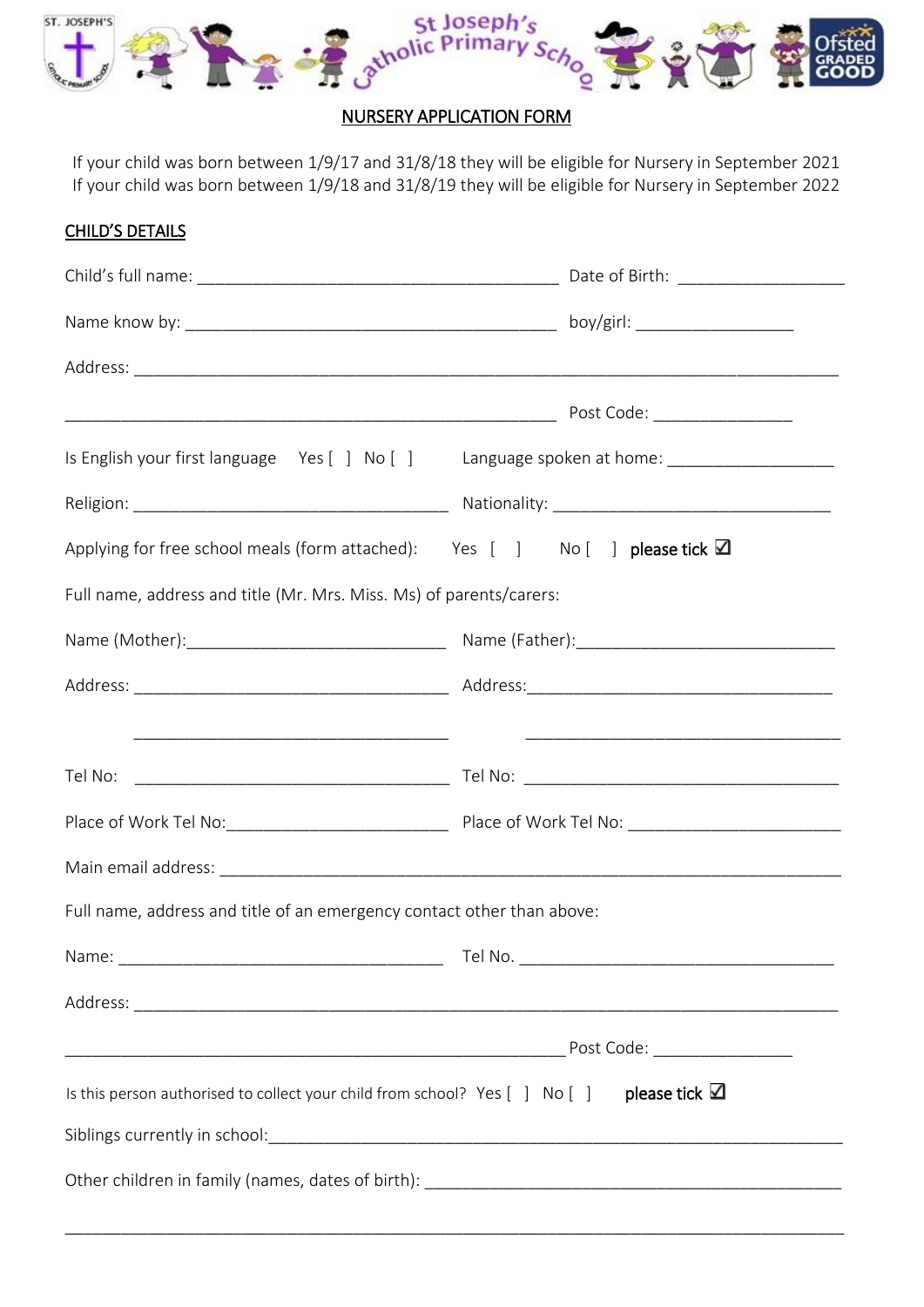St Joseph's Catholic Primary School

## NURSERY APPLICATION FORM

If your child was born between 1/9/17 and 31/8/18 they will be eligible for Nursery in September 2021
If your child was born between 1/9/18 and 31/8/19 they will be eligible for Nursery in September 2022

### CHILD'S DETAILS

Child's full name: ________________________________________ Date of Birth: __________________

Name know by: __________________________________________ boy/girl: _________________

Address: ______________________________________________________________________________

__________________________________________________________ Post Code: _______________

Is English your first language Yes [ ] No [ ] Language spoken at home: __________________

Religion: ___________________________________ Nationality: _______________________________

Applying for free school meals (form attached): Yes [ ] No [ ] **please tick ☑**

Full name, address and title (Mr. Mrs. Miss. Ms) of parents/carers:

Name (Mother):____________________________ Name (Father):_____________________________

Address: __________________________________ Address:__________________________________

__________________________________ __________________________________

Tel No: __________________________________ Tel No: __________________________________

Place of Work Tel No:________________________ Place of Work Tel No: ________________________

Main email address: ______________________________________________________________________

Full name, address and title of an emergency contact other than above:

Name: ____________________________________ Tel No. ___________________________________

Address: ______________________________________________________________________________

__________________________________________________________ Post Code: _______________

Is this person authorised to collect your child from school? Yes [ ] No [ ] **please tick ☑**

Siblings currently in school:_______________________________________________________________

Other children in family (names, dates of birth): ________________________________________________

______________________________________________________________________________________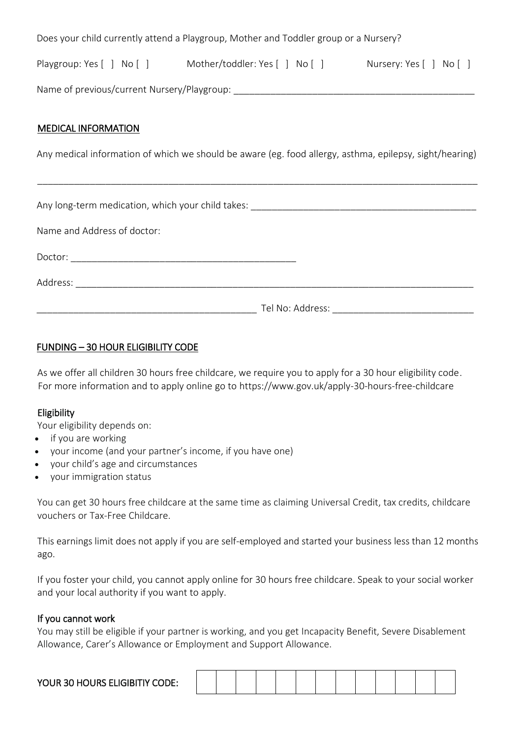Does your child currently attend a Playgroup, Mother and Toddler group or a Nursery?

Playgroup: Yes [ ] No [ ]  Mother/toddler: Yes [ ] No [ ]  Nursery: Yes [ ] No [ ]

Name of previous/current Nursery/Playgroup: _______________________________________________

## MEDICAL INFORMATION

Any medical information of which we should be aware (eg. food allergy, asthma, epilepsy, sight/hearing)

_____________________________________________________________________________________

Any long-term medication, which your child takes: ___________________________________________

Name and Address of doctor:

Doctor: ____________________________________________

Address: ___________________________________________________________________________

_________________________________________ Tel No: Address: ___________________________

## FUNDING – 30 HOUR ELIGIBILITY CODE

As we offer all children 30 hours free childcare, we require you to apply for a 30 hour eligibility code. For more information and to apply online go to https://www.gov.uk/apply-30-hours-free-childcare

### Eligibility

Your eligibility depends on:

- if you are working
- your income (and your partner's income, if you have one)
- your child's age and circumstances
- your immigration status

You can get 30 hours free childcare at the same time as claiming Universal Credit, tax credits, childcare vouchers or Tax-Free Childcare.

This earnings limit does not apply if you are self-employed and started your business less than 12 months ago.

If you foster your child, you cannot apply online for 30 hours free childcare. Speak to your social worker and your local authority if you want to apply.

### If you cannot work

You may still be eligible if your partner is working, and you get Incapacity Benefit, Severe Disablement Allowance, Carer's Allowance or Employment and Support Allowance.

YOUR 30 HOURS ELIGIBITIY CODE:

| | | | | | | | | | | | | |
|---|---|---|---|---|---|---|---|---|---|---|---|---|
| | | | | | | | | | | | | |